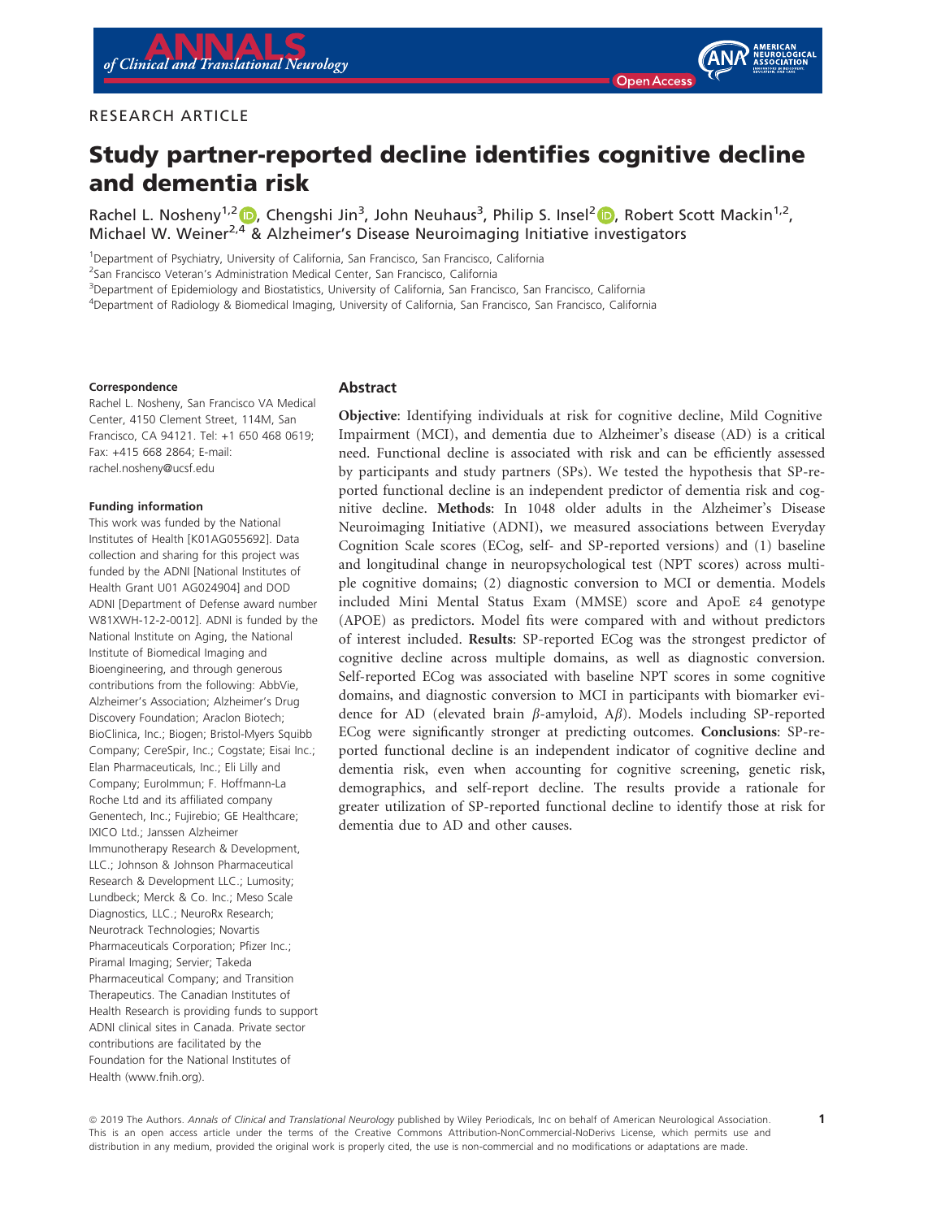RESEARCH ARTICLE

# Study partner-reported decline identifies cognitive decline and dementia risk

Rachel L. Nosheny[1,2], Chengshi Jin[3], John Neuhaus[3], Philip S. Insel[2], Robert Scott Mackin[1,2], Michael W. Weiner[2,4] & Alzheimer's Disease Neuroimaging Initiative investigators

[1]Department of Psychiatry, University of California, San Francisco, San Francisco, California
[2]San Francisco Veteran's Administration Medical Center, San Francisco, California
[3]Department of Epidemiology and Biostatistics, University of California, San Francisco, San Francisco, California
[4]Department of Radiology & Biomedical Imaging, University of California, San Francisco, San Francisco, California

#### Correspondence

Rachel L. Nosheny, San Francisco VA Medical Center, 4150 Clement Street, 114M, San Francisco, CA 94121. Tel: +1 650 468 0619; Fax: +415 668 2864; E-mail: rachel.nosheny@ucsf.edu

#### Funding information

This work was funded by the National Institutes of Health [K01AG055692]. Data collection and sharing for this project was funded by the ADNI [National Institutes of Health Grant U01 AG024904] and DOD ADNI [Department of Defense award number W81XWH-12-2-0012]. ADNI is funded by the National Institute on Aging, the National Institute of Biomedical Imaging and Bioengineering, and through generous contributions from the following: AbbVie, Alzheimer's Association; Alzheimer's Drug Discovery Foundation; Araclon Biotech; BioClinica, Inc.; Biogen; Bristol-Myers Squibb Company; CereSpir, Inc.; Cogstate; Eisai Inc.; Elan Pharmaceuticals, Inc.; Eli Lilly and Company; EuroImmun; F. Hoffmann-La Roche Ltd and its affiliated company Genentech, Inc.; Fujirebio; GE Healthcare; IXICO Ltd.; Janssen Alzheimer Immunotherapy Research & Development, LLC.; Johnson & Johnson Pharmaceutical Research & Development LLC.; Lumosity; Lundbeck; Merck & Co. Inc.; Meso Scale Diagnostics, LLC.; NeuroRx Research; Neurotrack Technologies; Novartis Pharmaceuticals Corporation; Pfizer Inc.; Piramal Imaging; Servier; Takeda Pharmaceutical Company; and Transition Therapeutics. The Canadian Institutes of Health Research is providing funds to support ADNI clinical sites in Canada. Private sector contributions are facilitated by the Foundation for the National Institutes of Health (www.fnih.org).

## Abstract

**Objective**: Identifying individuals at risk for cognitive decline, Mild Cognitive Impairment (MCI), and dementia due to Alzheimer's disease (AD) is a critical need. Functional decline is associated with risk and can be efficiently assessed by participants and study partners (SPs). We tested the hypothesis that SP-reported functional decline is an independent predictor of dementia risk and cognitive decline. **Methods**: In 1048 older adults in the Alzheimer's Disease Neuroimaging Initiative (ADNI), we measured associations between Everyday Cognition Scale scores (ECog, self- and SP-reported versions) and (1) baseline and longitudinal change in neuropsychological test (NPT scores) across multiple cognitive domains; (2) diagnostic conversion to MCI or dementia. Models included Mini Mental Status Exam (MMSE) score and ApoE ε4 genotype (APOE) as predictors. Model fits were compared with and without predictors of interest included. **Results**: SP-reported ECog was the strongest predictor of cognitive decline across multiple domains, as well as diagnostic conversion. Self-reported ECog was associated with baseline NPT scores in some cognitive domains, and diagnostic conversion to MCI in participants with biomarker evidence for AD (elevated brain $\beta$-amyloid, A$\beta$). Models including SP-reported ECog were significantly stronger at predicting outcomes. **Conclusions**: SP-reported functional decline is an independent indicator of cognitive decline and dementia risk, even when accounting for cognitive screening, genetic risk, demographics, and self-report decline. The results provide a rationale for greater utilization of SP-reported functional decline to identify those at risk for dementia due to AD and other causes.

© 2019 The Authors. *Annals of Clinical and Translational Neurology* published by Wiley Periodicals, Inc on behalf of American Neurological Association. This is an open access article under the terms of the Creative Commons Attribution-NonCommercial-NoDerivs License, which permits use and distribution in any medium, provided the original work is properly cited, the use is non-commercial and no modifications or adaptations are made.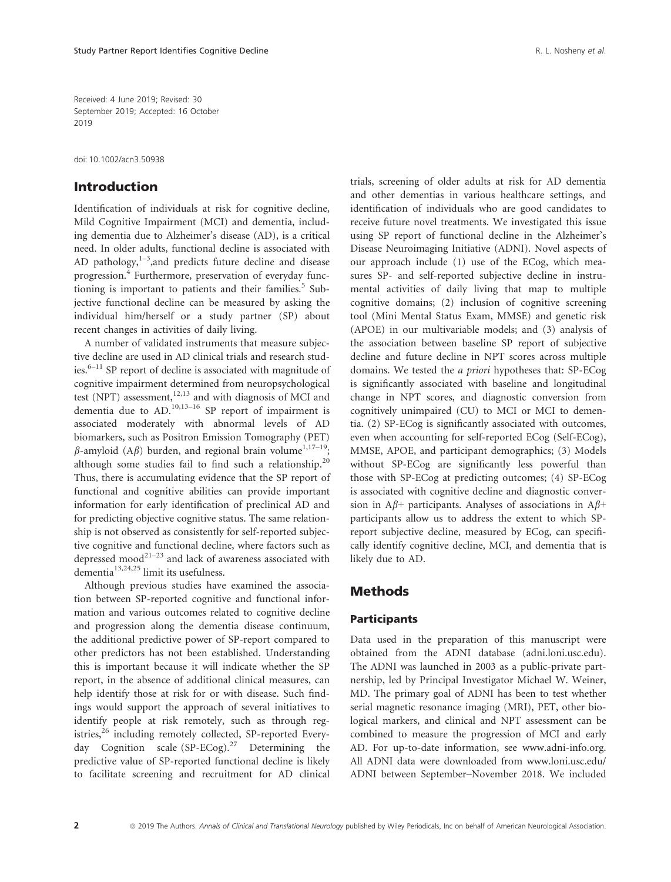Received: 4 June 2019; Revised: 30 September 2019; Accepted: 16 October 2019

doi: 10.1002/acn3.50938

## Introduction

Identification of individuals at risk for cognitive decline, Mild Cognitive Impairment (MCI) and dementia, including dementia due to Alzheimer's disease (AD), is a critical need. In older adults, functional decline is associated with AD pathology,[1–3],and predicts future decline and disease progression.[4] Furthermore, preservation of everyday functioning is important to patients and their families.[5] Subjective functional decline can be measured by asking the individual him/herself or a study partner (SP) about recent changes in activities of daily living.

A number of validated instruments that measure subjective decline are used in AD clinical trials and research studies.[6–11] SP report of decline is associated with magnitude of cognitive impairment determined from neuropsychological test (NPT) assessment,[12,13] and with diagnosis of MCI and dementia due to AD.[10,13–16] SP report of impairment is associated moderately with abnormal levels of AD biomarkers, such as Positron Emission Tomography (PET) $\beta$-amyloid (A$\beta$) burden, and regional brain volume[1,17–19]; although some studies fail to find such a relationship.[20] Thus, there is accumulating evidence that the SP report of functional and cognitive abilities can provide important information for early identification of preclinical AD and for predicting objective cognitive status. The same relationship is not observed as consistently for self-reported subjective cognitive and functional decline, where factors such as depressed mood[21–23] and lack of awareness associated with dementia[13,24,25] limit its usefulness.

Although previous studies have examined the association between SP-reported cognitive and functional information and various outcomes related to cognitive decline and progression along the dementia disease continuum, the additional predictive power of SP-report compared to other predictors has not been established. Understanding this is important because it will indicate whether the SP report, in the absence of additional clinical measures, can help identify those at risk for or with disease. Such findings would support the approach of several initiatives to identify people at risk remotely, such as through registries,[26] including remotely collected, SP-reported Everyday Cognition scale (SP-ECog).[27] Determining the predictive value of SP-reported functional decline is likely to facilitate screening and recruitment for AD clinical trials, screening of older adults at risk for AD dementia and other dementias in various healthcare settings, and identification of individuals who are good candidates to receive future novel treatments. We investigated this issue using SP report of functional decline in the Alzheimer's Disease Neuroimaging Initiative (ADNI). Novel aspects of our approach include (1) use of the ECog, which measures SP- and self-reported subjective decline in instrumental activities of daily living that map to multiple cognitive domains; (2) inclusion of cognitive screening tool (Mini Mental Status Exam, MMSE) and genetic risk (APOE) in our multivariable models; and (3) analysis of the association between baseline SP report of subjective decline and future decline in NPT scores across multiple domains. We tested the *a priori* hypotheses that: SP-ECog is significantly associated with baseline and longitudinal change in NPT scores, and diagnostic conversion from cognitively unimpaired (CU) to MCI or MCI to dementia. (2) SP-ECog is significantly associated with outcomes, even when accounting for self-reported ECog (Self-ECog), MMSE, APOE, and participant demographics; (3) Models without SP-ECog are significantly less powerful than those with SP-ECog at predicting outcomes; (4) SP-ECog is associated with cognitive decline and diagnostic conversion in A$\beta$+ participants. Analyses of associations in A$\beta$+ participants allow us to address the extent to which SP-report subjective decline, measured by ECog, can specifically identify cognitive decline, MCI, and dementia that is likely due to AD.

## Methods

### Participants

Data used in the preparation of this manuscript were obtained from the ADNI database (adni.loni.usc.edu). The ADNI was launched in 2003 as a public-private partnership, led by Principal Investigator Michael W. Weiner, MD. The primary goal of ADNI has been to test whether serial magnetic resonance imaging (MRI), PET, other biological markers, and clinical and NPT assessment can be combined to measure the progression of MCI and early AD. For up-to-date information, see www.adni-info.org. All ADNI data were downloaded from www.loni.usc.edu/ADNI between September–November 2018. We included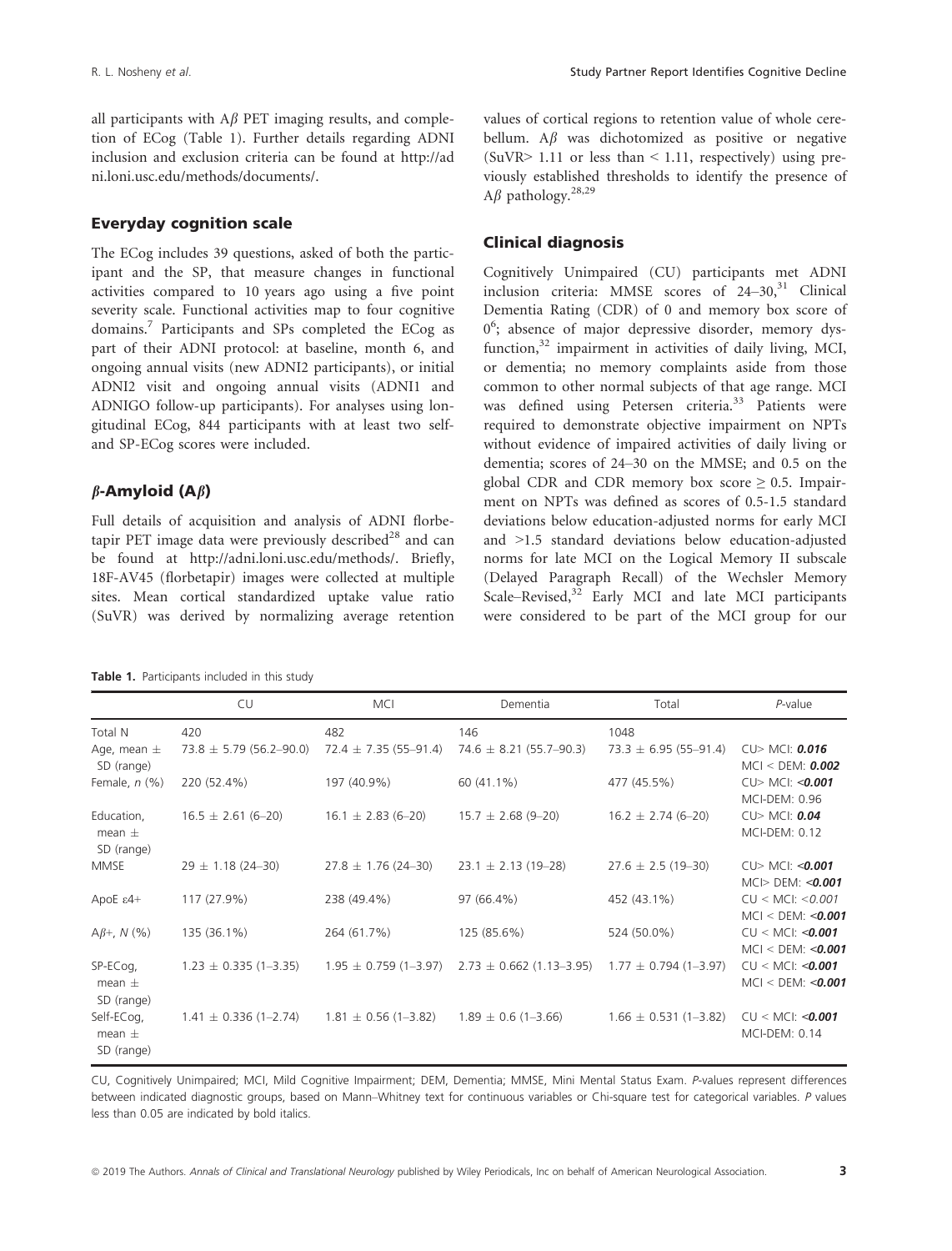all participants with Aβ PET imaging results, and completion of ECog (Table 1). Further details regarding ADNI inclusion and exclusion criteria can be found at http://adni.loni.usc.edu/methods/documents/.

### Everyday cognition scale

The ECog includes 39 questions, asked of both the participant and the SP, that measure changes in functional activities compared to 10 years ago using a five point severity scale. Functional activities map to four cognitive domains.[7] Participants and SPs completed the ECog as part of their ADNI protocol: at baseline, month 6, and ongoing annual visits (new ADNI2 participants), or initial ADNI2 visit and ongoing annual visits (ADNI1 and ADNIGO follow-up participants). For analyses using longitudinal ECog, 844 participants with at least two self- and SP-ECog scores were included.

### β-Amyloid (Aβ)

Full details of acquisition and analysis of ADNI florbetapir PET image data were previously described[28] and can be found at http://adni.loni.usc.edu/methods/. Briefly, 18F-AV45 (florbetapir) images were collected at multiple sites. Mean cortical standardized uptake value ratio (SuVR) was derived by normalizing average retention values of cortical regions to retention value of whole cerebellum. Aβ was dichotomized as positive or negative (SuVR> 1.11 or less than < 1.11, respectively) using previously established thresholds to identify the presence of Aβ pathology.[28,29]

### Clinical diagnosis

Cognitively Unimpaired (CU) participants met ADNI inclusion criteria: MMSE scores of 24–30,[31] Clinical Dementia Rating (CDR) of 0 and memory box score of 0[6]; absence of major depressive disorder, memory dysfunction,[32] impairment in activities of daily living, MCI, or dementia; no memory complaints aside from those common to other normal subjects of that age range. MCI was defined using Petersen criteria.[33] Patients were required to demonstrate objective impairment on NPTs without evidence of impaired activities of daily living or dementia; scores of 24–30 on the MMSE; and 0.5 on the global CDR and CDR memory box score ≥ 0.5. Impairment on NPTs was defined as scores of 0.5-1.5 standard deviations below education-adjusted norms for early MCI and >1.5 standard deviations below education-adjusted norms for late MCI on the Logical Memory II subscale (Delayed Paragraph Recall) of the Wechsler Memory Scale–Revised,[32] Early MCI and late MCI participants were considered to be part of the MCI group for our

**Table 1.** Participants included in this study

| | CU | MCI | Dementia | Total | *P*-value |
|---|---|---|---|---|---|
| Total N | 420 | 482 | 146 | 1048 | |
| Age, mean ± SD (range) | 73.8 ± 5.79 (56.2–90.0) | 72.4 ± 7.35 (55–91.4) | 74.6 ± 8.21 (55.7–90.3) | 73.3 ± 6.95 (55–91.4) | CU> MCI: ***0.016***<br>MCI < DEM: ***0.002*** |
| Female, *n* (%) | 220 (52.4%) | 197 (40.9%) | 60 (41.1%) | 477 (45.5%) | CU> MCI: ***<0.001***<br>MCI-DEM: 0.96 |
| Education, mean ± SD (range) | 16.5 ± 2.61 (6–20) | 16.1 ± 2.83 (6–20) | 15.7 ± 2.68 (9–20) | 16.2 ± 2.74 (6–20) | CU> MCI: ***0.04***<br>MCI-DEM: 0.12 |
| MMSE | 29 ± 1.18 (24–30) | 27.8 ± 1.76 (24–30) | 23.1 ± 2.13 (19–28) | 27.6 ± 2.5 (19–30) | CU> MCI: ***<0.001***<br>MCI> DEM: ***<0.001*** |
| ApoE ε4+ | 117 (27.9%) | 238 (49.4%) | 97 (66.4%) | 452 (43.1%) | CU < MCI: *<0.001*<br>MCI < DEM: ***<0.001*** |
| Aβ+, *N* (%) | 135 (36.1%) | 264 (61.7%) | 125 (85.6%) | 524 (50.0%) | CU < MCI: ***<0.001***<br>MCI < DEM: ***<0.001*** |
| SP-ECog, mean ± SD (range) | 1.23 ± 0.335 (1–3.35) | 1.95 ± 0.759 (1–3.97) | 2.73 ± 0.662 (1.13–3.95) | 1.77 ± 0.794 (1–3.97) | CU < MCI: ***<0.001***<br>MCI < DEM: ***<0.001*** |
| Self-ECog, mean ± SD (range) | 1.41 ± 0.336 (1–2.74) | 1.81 ± 0.56 (1–3.82) | 1.89 ± 0.6 (1–3.66) | 1.66 ± 0.531 (1–3.82) | CU < MCI: ***<0.001***<br>MCI-DEM: 0.14 |

CU, Cognitively Unimpaired; MCI, Mild Cognitive Impairment; DEM, Dementia; MMSE, Mini Mental Status Exam. *P*-values represent differences between indicated diagnostic groups, based on Mann–Whitney text for continuous variables or Chi-square test for categorical variables. *P* values less than 0.05 are indicated by bold italics.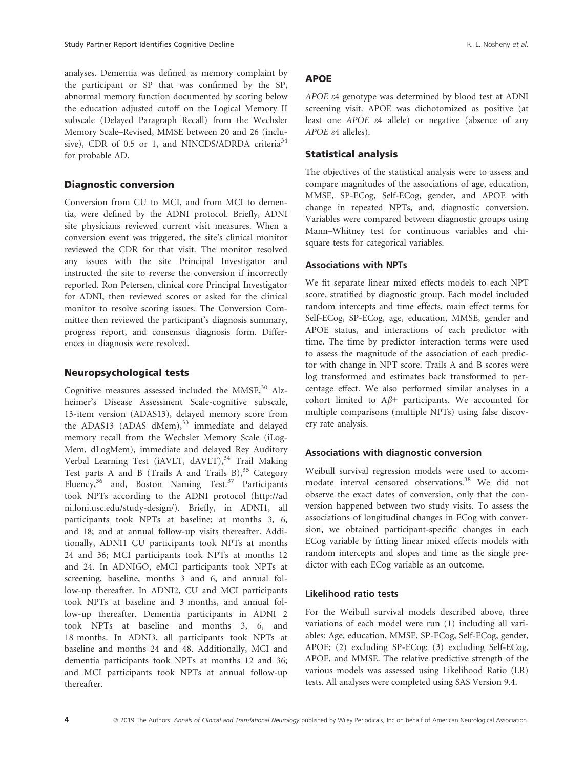analyses. Dementia was defined as memory complaint by the participant or SP that was confirmed by the SP, abnormal memory function documented by scoring below the education adjusted cutoff on the Logical Memory II subscale (Delayed Paragraph Recall) from the Wechsler Memory Scale–Revised, MMSE between 20 and 26 (inclusive), CDR of 0.5 or 1, and NINCDS/ADRDA criteria[34] for probable AD.

### Diagnostic conversion

Conversion from CU to MCI, and from MCI to dementia, were defined by the ADNI protocol. Briefly, ADNI site physicians reviewed current visit measures. When a conversion event was triggered, the site's clinical monitor reviewed the CDR for that visit. The monitor resolved any issues with the site Principal Investigator and instructed the site to reverse the conversion if incorrectly reported. Ron Petersen, clinical core Principal Investigator for ADNI, then reviewed scores or asked for the clinical monitor to resolve scoring issues. The Conversion Committee then reviewed the participant's diagnosis summary, progress report, and consensus diagnosis form. Differences in diagnosis were resolved.

### Neuropsychological tests

Cognitive measures assessed included the MMSE,[30] Alzheimer's Disease Assessment Scale-cognitive subscale, 13-item version (ADAS13), delayed memory score from the ADAS13 (ADAS dMem),[33] immediate and delayed memory recall from the Wechsler Memory Scale (iLogMem, dLogMem), immediate and delayed Rey Auditory Verbal Learning Test (iAVLT, dAVLT),[34] Trail Making Test parts A and B (Trails A and Trails B),[35] Category Fluency,[36] and, Boston Naming Test.[37] Participants took NPTs according to the ADNI protocol (http://adni.loni.usc.edu/study-design/). Briefly, in ADNI1, all participants took NPTs at baseline; at months 3, 6, and 18; and at annual follow-up visits thereafter. Additionally, ADNI1 CU participants took NPTs at months 24 and 36; MCI participants took NPTs at months 12 and 24. In ADNIGO, eMCI participants took NPTs at screening, baseline, months 3 and 6, and annual follow-up thereafter. In ADNI2, CU and MCI participants took NPTs at baseline and 3 months, and annual follow-up thereafter. Dementia participants in ADNI 2 took NPTs at baseline and months 3, 6, and 18 months. In ADNI3, all participants took NPTs at baseline and months 24 and 48. Additionally, MCI and dementia participants took NPTs at months 12 and 36; and MCI participants took NPTs at annual follow-up thereafter.

### APOE

*APOE* $\varepsilon$4 genotype was determined by blood test at ADNI screening visit. APOE was dichotomized as positive (at least one *APOE* $\varepsilon$4 allele) or negative (absence of any *APOE* $\varepsilon$4 alleles).

### Statistical analysis

The objectives of the statistical analysis were to assess and compare magnitudes of the associations of age, education, MMSE, SP-ECog, Self-ECog, gender, and APOE with change in repeated NPTs, and, diagnostic conversion. Variables were compared between diagnostic groups using Mann–Whitney test for continuous variables and chi-square tests for categorical variables.

#### Associations with NPTs

We fit separate linear mixed effects models to each NPT score, stratified by diagnostic group. Each model included random intercepts and time effects, main effect terms for Self-ECog, SP-ECog, age, education, MMSE, gender and APOE status, and interactions of each predictor with time. The time by predictor interaction terms were used to assess the magnitude of the association of each predictor with change in NPT score. Trails A and B scores were log transformed and estimates back transformed to percentage effect. We also performed similar analyses in a cohort limited to A$\beta$+ participants. We accounted for multiple comparisons (multiple NPTs) using false discovery rate analysis.

#### Associations with diagnostic conversion

Weibull survival regression models were used to accommodate interval censored observations.[38] We did not observe the exact dates of conversion, only that the conversion happened between two study visits. To assess the associations of longitudinal changes in ECog with conversion, we obtained participant-specific changes in each ECog variable by fitting linear mixed effects models with random intercepts and slopes and time as the single predictor with each ECog variable as an outcome.

#### Likelihood ratio tests

For the Weibull survival models described above, three variations of each model were run (1) including all variables: Age, education, MMSE, SP-ECog, Self-ECog, gender, APOE; (2) excluding SP-ECog; (3) excluding Self-ECog, APOE, and MMSE. The relative predictive strength of the various models was assessed using Likelihood Ratio (LR) tests. All analyses were completed using SAS Version 9.4.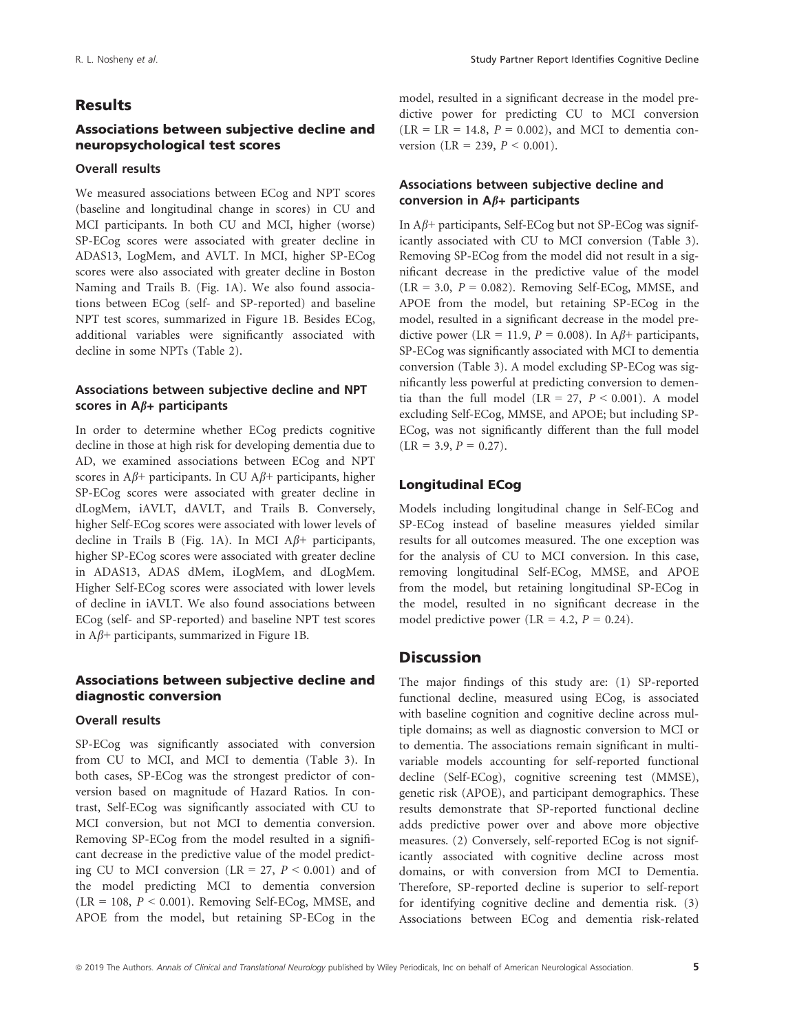## Results

### Associations between subjective decline and neuropsychological test scores

#### Overall results

We measured associations between ECog and NPT scores (baseline and longitudinal change in scores) in CU and MCI participants. In both CU and MCI, higher (worse) SP-ECog scores were associated with greater decline in ADAS13, LogMem, and AVLT. In MCI, higher SP-ECog scores were also associated with greater decline in Boston Naming and Trails B. (Fig. 1A). We also found associations between ECog (self- and SP-reported) and baseline NPT test scores, summarized in Figure 1B. Besides ECog, additional variables were significantly associated with decline in some NPTs (Table 2).

#### Associations between subjective decline and NPT scores in A$\beta$+ participants

In order to determine whether ECog predicts cognitive decline in those at high risk for developing dementia due to AD, we examined associations between ECog and NPT scores in A$\beta$+ participants. In CU A$\beta$+ participants, higher SP-ECog scores were associated with greater decline in dLogMem, iAVLT, dAVLT, and Trails B. Conversely, higher Self-ECog scores were associated with lower levels of decline in Trails B (Fig. 1A). In MCI A$\beta$+ participants, higher SP-ECog scores were associated with greater decline in ADAS13, ADAS dMem, iLogMem, and dLogMem. Higher Self-ECog scores were associated with lower levels of decline in iAVLT. We also found associations between ECog (self- and SP-reported) and baseline NPT test scores in A$\beta$+ participants, summarized in Figure 1B.

### Associations between subjective decline and diagnostic conversion

#### Overall results

SP-ECog was significantly associated with conversion from CU to MCI, and MCI to dementia (Table 3). In both cases, SP-ECog was the strongest predictor of conversion based on magnitude of Hazard Ratios. In contrast, Self-ECog was significantly associated with CU to MCI conversion, but not MCI to dementia conversion. Removing SP-ECog from the model resulted in a significant decrease in the predictive value of the model predicting CU to MCI conversion (LR = 27, $P < 0.001$) and of the model predicting MCI to dementia conversion (LR = 108, $P < 0.001$). Removing Self-ECog, MMSE, and APOE from the model, but retaining SP-ECog in the model, resulted in a significant decrease in the model predictive power for predicting CU to MCI conversion (LR = LR = 14.8, $P = 0.002$), and MCI to dementia conversion (LR = 239, $P < 0.001$).

#### Associations between subjective decline and conversion in A$\beta$+ participants

In A$\beta$+ participants, Self-ECog but not SP-ECog was significantly associated with CU to MCI conversion (Table 3). Removing SP-ECog from the model did not result in a significant decrease in the predictive value of the model (LR = 3.0, $P = 0.082$). Removing Self-ECog, MMSE, and APOE from the model, but retaining SP-ECog in the model, resulted in a significant decrease in the model predictive power (LR = 11.9, $P = 0.008$). In A$\beta$+ participants, SP-ECog was significantly associated with MCI to dementia conversion (Table 3). A model excluding SP-ECog was significantly less powerful at predicting conversion to dementia than the full model (LR = 27, $P < 0.001$). A model excluding Self-ECog, MMSE, and APOE; but including SP-ECog, was not significantly different than the full model (LR = 3.9, $P = 0.27$).

### Longitudinal ECog

Models including longitudinal change in Self-ECog and SP-ECog instead of baseline measures yielded similar results for all outcomes measured. The one exception was for the analysis of CU to MCI conversion. In this case, removing longitudinal Self-ECog, MMSE, and APOE from the model, but retaining longitudinal SP-ECog in the model, resulted in no significant decrease in the model predictive power (LR = 4.2, $P = 0.24$).

## Discussion

The major findings of this study are: (1) SP-reported functional decline, measured using ECog, is associated with baseline cognition and cognitive decline across multiple domains; as well as diagnostic conversion to MCI or to dementia. The associations remain significant in multivariable models accounting for self-reported functional decline (Self-ECog), cognitive screening test (MMSE), genetic risk (APOE), and participant demographics. These results demonstrate that SP-reported functional decline adds predictive power over and above more objective measures. (2) Conversely, self-reported ECog is not significantly associated with cognitive decline across most domains, or with conversion from MCI to Dementia. Therefore, SP-reported decline is superior to self-report for identifying cognitive decline and dementia risk. (3) Associations between ECog and dementia risk-related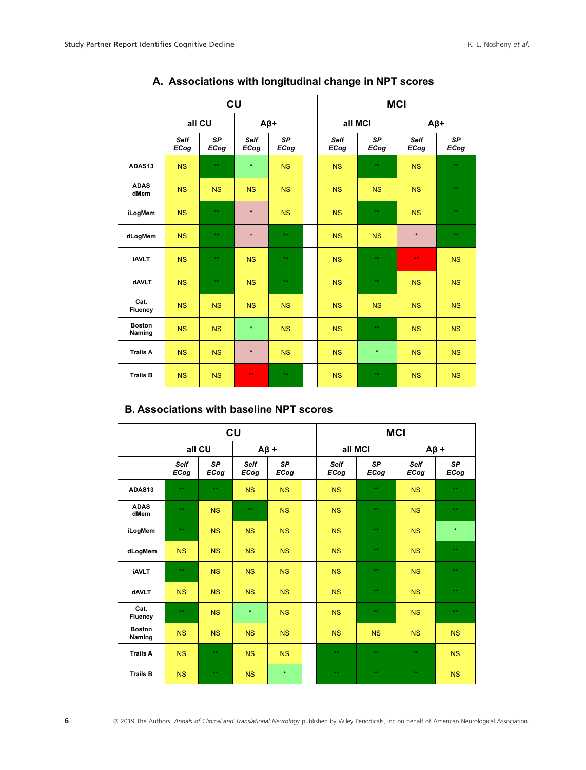## A. Associations with longitudinal change in NPT scores

| | CU | | | | | MCI | | | |
|---|---|---|---|---|---|---|---|---|---|
| | all CU | | Aβ+ | | | all MCI | | Aβ+ | |
| | *Self ECog* | *SP ECog* | *Self ECog* | *SP ECog* | | *Self ECog* | *SP ECog* | *Self ECog* | *SP ECog* |
| **ADAS13** | NS | ** | * | NS | | NS | ** | NS | ** |
| **ADAS dMem** | NS | NS | NS | NS | | NS | NS | NS | ** |
| **iLogMem** | NS | ** | * | NS | | NS | ** | NS | ** |
| **dLogMem** | NS | ** | * | ** | | NS | NS | * | ** |
| **iAVLT** | NS | ** | NS | ** | | NS | ** | ** | NS |
| **dAVLT** | NS | ** | NS | ** | | NS | ** | NS | NS |
| **Cat. Fluency** | NS | NS | NS | NS | | NS | NS | NS | NS |
| **Boston Naming** | NS | NS | * | NS | | NS | ** | NS | NS |
| **Trails A** | NS | NS | * | NS | | NS | * | NS | NS |
| **Trails B** | NS | NS | ** | ** | | NS | ** | NS | NS |

## B. Associations with baseline NPT scores

| | CU | | | | | MCI | | | |
|---|---|---|---|---|---|---|---|---|---|
| | all CU | | Aβ + | | | all MCI | | Aβ + | |
| | *Self ECog* | *SP ECog* | *Self ECog* | *SP ECog* | | *Self ECog* | *SP ECog* | *Self ECog* | *SP ECog* |
| **ADAS13** | ** | ** | NS | NS | | NS | ** | NS | ** |
| **ADAS dMem** | ** | NS | ** | NS | | NS | ** | NS | ** |
| **iLogMem** | ** | NS | NS | NS | | NS | ** | NS | * |
| **dLogMem** | NS | NS | NS | NS | | NS | ** | NS | ** |
| **iAVLT** | ** | NS | NS | NS | | NS | ** | NS | ** |
| **dAVLT** | NS | NS | NS | NS | | NS | ** | NS | ** |
| **Cat. Fluency** | ** | NS | * | NS | | NS | ** | NS | ** |
| **Boston Naming** | NS | NS | NS | NS | | NS | NS | NS | NS |
| **Trails A** | NS | ** | NS | NS | | ** | ** | ** | NS |
| **Trails B** | NS | ** | NS | * | | ** | ** | ** | NS |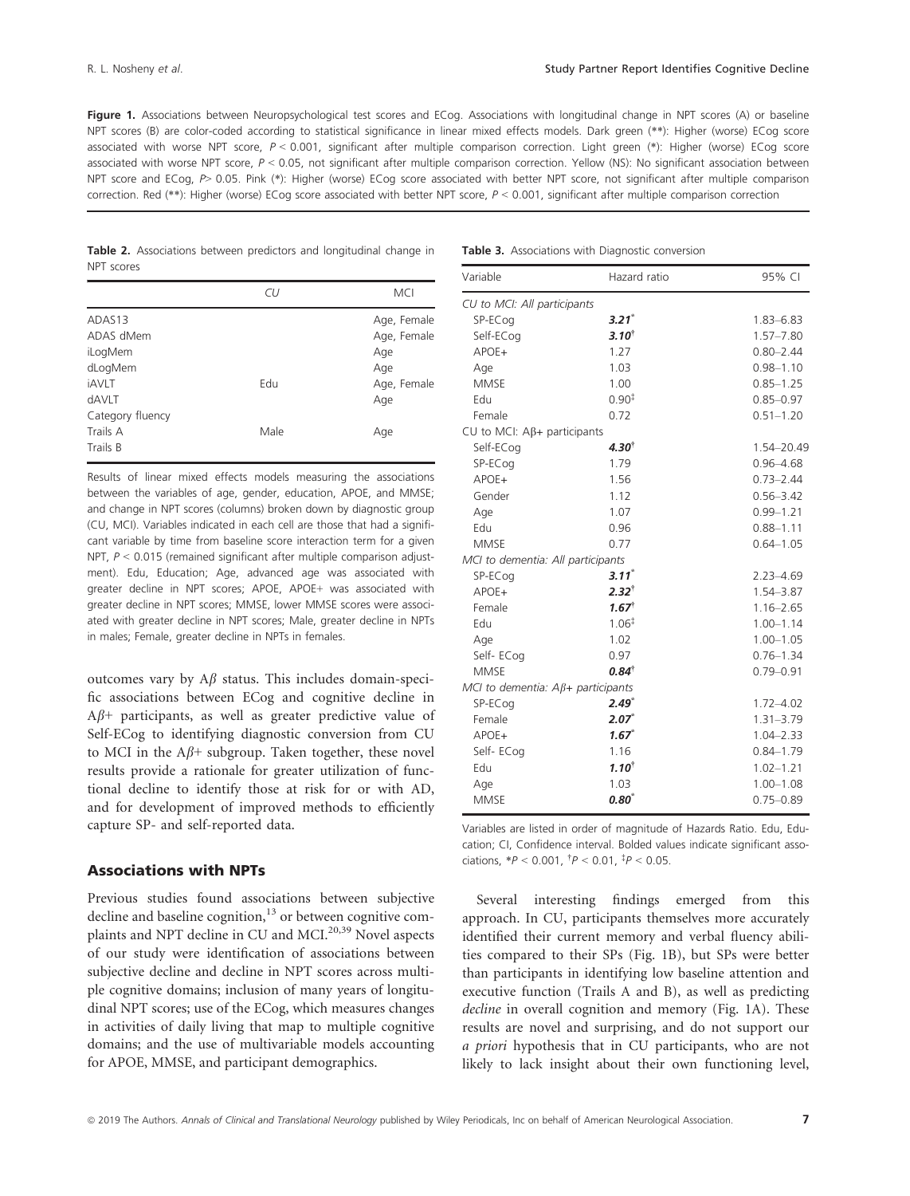**Figure 1.** Associations between Neuropsychological test scores and ECog. Associations with longitudinal change in NPT scores (A) or baseline NPT scores (B) are color-coded according to statistical significance in linear mixed effects models. Dark green (**): Higher (worse) ECog score associated with worse NPT score, $P < 0.001$, significant after multiple comparison correction. Light green (*): Higher (worse) ECog score associated with worse NPT score, $P < 0.05$, not significant after multiple comparison correction. Yellow (NS): No significant association between NPT score and ECog, $P > 0.05$. Pink (*): Higher (worse) ECog score associated with better NPT score, not significant after multiple comparison correction. Red (**): Higher (worse) ECog score associated with better NPT score, $P < 0.001$, significant after multiple comparison correction

**Table 2.** Associations between predictors and longitudinal change in NPT scores

| | CU | MCI |
|---|---|---|
| ADAS13 | | Age, Female |
| ADAS dMem | | Age, Female |
| iLogMem | | Age |
| dLogMem | | Age |
| iAVLT | Edu | Age, Female |
| dAVLT | | Age |
| Category fluency | | |
| Trails A | Male | Age |
| Trails B | | |

Results of linear mixed effects models measuring the associations between the variables of age, gender, education, APOE, and MMSE; and change in NPT scores (columns) broken down by diagnostic group (CU, MCI). Variables indicated in each cell are those that had a significant variable by time from baseline score interaction term for a given NPT, $P < 0.015$ (remained significant after multiple comparison adjustment). Edu, Education; Age, advanced age was associated with greater decline in NPT scores; APOE, APOE+ was associated with greater decline in NPT scores; MMSE, lower MMSE scores were associated with greater decline in NPT scores; Male, greater decline in NPTs in males; Female, greater decline in NPTs in females.

**Table 3.** Associations with Diagnostic conversion

| Variable | Hazard ratio | 95% CI |
|---|---|---|
| *CU to MCI: All participants* | | |
| SP-ECog | ***3.21**** | 1.83–6.83 |
| Self-ECog | ***3.10***† | 1.57–7.80 |
| APOE+ | 1.27 | 0.80–2.44 |
| Age | 1.03 | 0.98–1.10 |
| MMSE | 1.00 | 0.85–1.25 |
| Edu | 0.90‡ | 0.85–0.97 |
| Female | 0.72 | 0.51–1.20 |
| *CU to MCI: Aβ+ participants* | | |
| Self-ECog | ***4.30***† | 1.54–20.49 |
| SP-ECog | 1.79 | 0.96–4.68 |
| APOE+ | 1.56 | 0.73–2.44 |
| Gender | 1.12 | 0.56–3.42 |
| Age | 1.07 | 0.99–1.21 |
| Edu | 0.96 | 0.88–1.11 |
| MMSE | 0.77 | 0.64–1.05 |
| *MCI to dementia: All participants* | | |
| SP-ECog | ***3.11**** | 2.23–4.69 |
| APOE+ | ***2.32***† | 1.54–3.87 |
| Female | ***1.67***† | 1.16–2.65 |
| Edu | 1.06‡ | 1.00–1.14 |
| Age | 1.02 | 1.00–1.05 |
| Self- ECog | 0.97 | 0.76–1.34 |
| MMSE | ***0.84***† | 0.79–0.91 |
| *MCI to dementia: Aβ+ participants* | | |
| SP-ECog | ***2.49**** | 1.72–4.02 |
| Female | ***2.07**** | 1.31–3.79 |
| APOE+ | ***1.67**** | 1.04–2.33 |
| Self- ECog | 1.16 | 0.84–1.79 |
| Edu | ***1.10***† | 1.02–1.21 |
| Age | 1.03 | 1.00–1.08 |
| MMSE | ***0.80**** | 0.75–0.89 |

Variables are listed in order of magnitude of Hazards Ratio. Edu, Education; CI, Confidence interval. Bolded values indicate significant associations, *$P < 0.001$, †$P < 0.01$, ‡$P < 0.05$.

outcomes vary by Aβ status. This includes domain-specific associations between ECog and cognitive decline in Aβ+ participants, as well as greater predictive value of Self-ECog to identifying diagnostic conversion from CU to MCI in the Aβ+ subgroup. Taken together, these novel results provide a rationale for greater utilization of functional decline to identify those at risk for or with AD, and for development of improved methods to efficiently capture SP- and self-reported data.

## Associations with NPTs

Previous studies found associations between subjective decline and baseline cognition,[13] or between cognitive complaints and NPT decline in CU and MCI.[20,39] Novel aspects of our study were identification of associations between subjective decline and decline in NPT scores across multiple cognitive domains; inclusion of many years of longitudinal NPT scores; use of the ECog, which measures changes in activities of daily living that map to multiple cognitive domains; and the use of multivariable models accounting for APOE, MMSE, and participant demographics.

Several interesting findings emerged from this approach. In CU, participants themselves more accurately identified their current memory and verbal fluency abilities compared to their SPs (Fig. 1B), but SPs were better than participants in identifying low baseline attention and executive function (Trails A and B), as well as predicting *decline* in overall cognition and memory (Fig. 1A). These results are novel and surprising, and do not support our *a priori* hypothesis that in CU participants, who are not likely to lack insight about their own functioning level,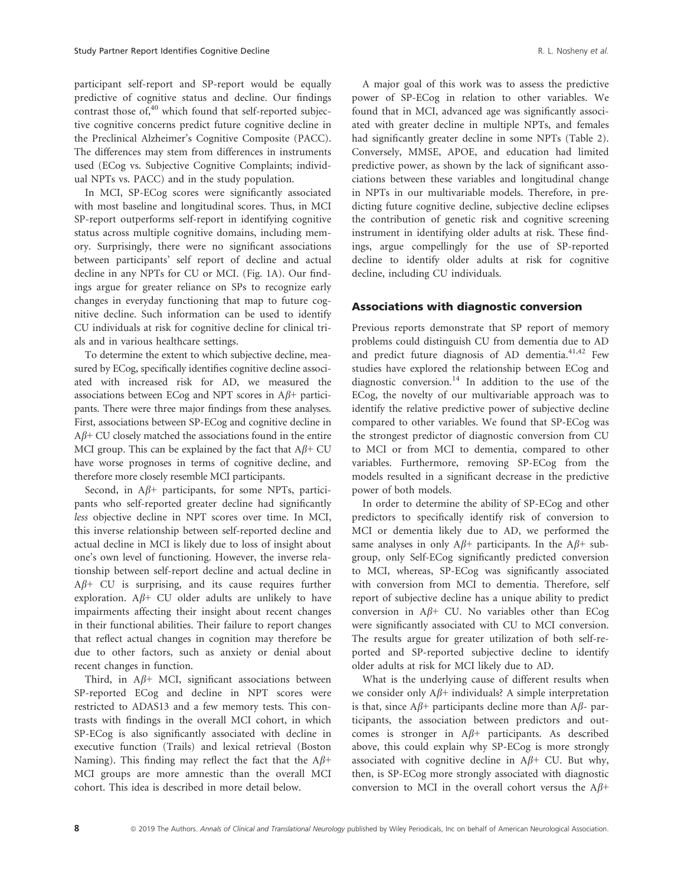participant self-report and SP-report would be equally predictive of cognitive status and decline. Our findings contrast those of,[40] which found that self-reported subjective cognitive concerns predict future cognitive decline in the Preclinical Alzheimer's Cognitive Composite (PACC). The differences may stem from differences in instruments used (ECog vs. Subjective Cognitive Complaints; individual NPTs vs. PACC) and in the study population.

In MCI, SP-ECog scores were significantly associated with most baseline and longitudinal scores. Thus, in MCI SP-report outperforms self-report in identifying cognitive status across multiple cognitive domains, including memory. Surprisingly, there were no significant associations between participants' self report of decline and actual decline in any NPTs for CU or MCI. (Fig. 1A). Our findings argue for greater reliance on SPs to recognize early changes in everyday functioning that map to future cognitive decline. Such information can be used to identify CU individuals at risk for cognitive decline for clinical trials and in various healthcare settings.

To determine the extent to which subjective decline, measured by ECog, specifically identifies cognitive decline associated with increased risk for AD, we measured the associations between ECog and NPT scores in A$\beta$+ participants. There were three major findings from these analyses. First, associations between SP-ECog and cognitive decline in A$\beta$+ CU closely matched the associations found in the entire MCI group. This can be explained by the fact that A$\beta$+ CU have worse prognoses in terms of cognitive decline, and therefore more closely resemble MCI participants.

Second, in A$\beta$+ participants, for some NPTs, participants who self-reported greater decline had significantly *less* objective decline in NPT scores over time. In MCI, this inverse relationship between self-reported decline and actual decline in MCI is likely due to loss of insight about one's own level of functioning. However, the inverse relationship between self-report decline and actual decline in A$\beta$+ CU is surprising, and its cause requires further exploration. A$\beta$+ CU older adults are unlikely to have impairments affecting their insight about recent changes in their functional abilities. Their failure to report changes that reflect actual changes in cognition may therefore be due to other factors, such as anxiety or denial about recent changes in function.

Third, in A$\beta$+ MCI, significant associations between SP-reported ECog and decline in NPT scores were restricted to ADAS13 and a few memory tests. This contrasts with findings in the overall MCI cohort, in which SP-ECog is also significantly associated with decline in executive function (Trails) and lexical retrieval (Boston Naming). This finding may reflect the fact that the A$\beta$+ MCI groups are more amnestic than the overall MCI cohort. This idea is described in more detail below.

A major goal of this work was to assess the predictive power of SP-ECog in relation to other variables. We found that in MCI, advanced age was significantly associated with greater decline in multiple NPTs, and females had significantly greater decline in some NPTs (Table 2). Conversely, MMSE, APOE, and education had limited predictive power, as shown by the lack of significant associations between these variables and longitudinal change in NPTs in our multivariable models. Therefore, in predicting future cognitive decline, subjective decline eclipses the contribution of genetic risk and cognitive screening instrument in identifying older adults at risk. These findings, argue compellingly for the use of SP-reported decline to identify older adults at risk for cognitive decline, including CU individuals.

## Associations with diagnostic conversion

Previous reports demonstrate that SP report of memory problems could distinguish CU from dementia due to AD and predict future diagnosis of AD dementia.[41,42] Few studies have explored the relationship between ECog and diagnostic conversion.[14] In addition to the use of the ECog, the novelty of our multivariable approach was to identify the relative predictive power of subjective decline compared to other variables. We found that SP-ECog was the strongest predictor of diagnostic conversion from CU to MCI or from MCI to dementia, compared to other variables. Furthermore, removing SP-ECog from the models resulted in a significant decrease in the predictive power of both models.

In order to determine the ability of SP-ECog and other predictors to specifically identify risk of conversion to MCI or dementia likely due to AD, we performed the same analyses in only A$\beta$+ participants. In the A$\beta$+ subgroup, only Self-ECog significantly predicted conversion to MCI, whereas, SP-ECog was significantly associated with conversion from MCI to dementia. Therefore, self report of subjective decline has a unique ability to predict conversion in A$\beta$+ CU. No variables other than ECog were significantly associated with CU to MCI conversion. The results argue for greater utilization of both self-reported and SP-reported subjective decline to identify older adults at risk for MCI likely due to AD.

What is the underlying cause of different results when we consider only A$\beta$+ individuals? A simple interpretation is that, since A$\beta$+ participants decline more than A$\beta$- participants, the association between predictors and outcomes is stronger in A$\beta$+ participants. As described above, this could explain why SP-ECog is more strongly associated with cognitive decline in A$\beta$+ CU. But why, then, is SP-ECog more strongly associated with diagnostic conversion to MCI in the overall cohort versus the A$\beta$+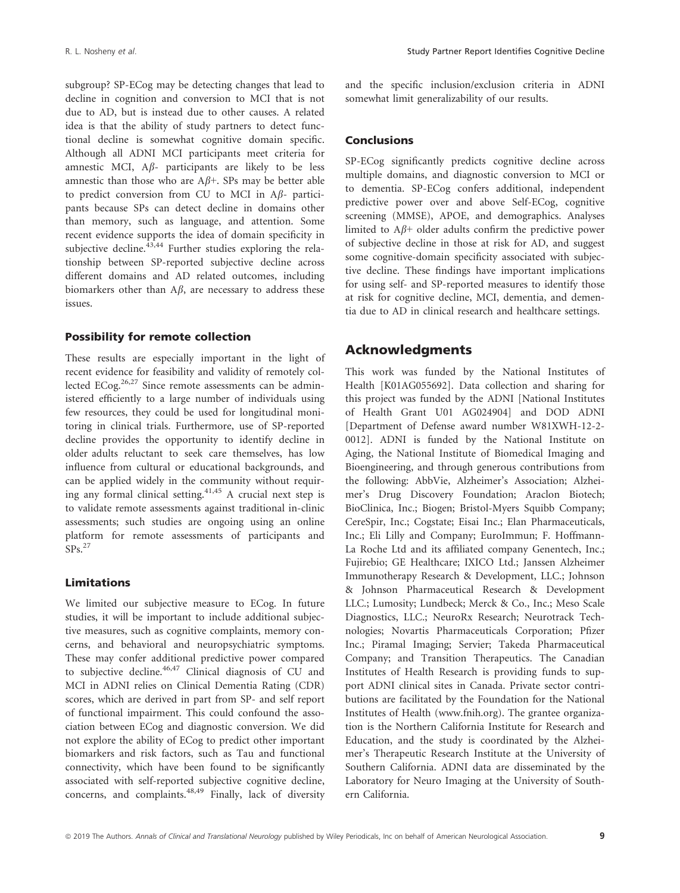subgroup? SP-ECog may be detecting changes that lead to decline in cognition and conversion to MCI that is not due to AD, but is instead due to other causes. A related idea is that the ability of study partners to detect functional decline is somewhat cognitive domain specific. Although all ADNI MCI participants meet criteria for amnestic MCI, A$\beta$- participants are likely to be less amnestic than those who are A$\beta$+. SPs may be better able to predict conversion from CU to MCI in A$\beta$- participants because SPs can detect decline in domains other than memory, such as language, and attention. Some recent evidence supports the idea of domain specificity in subjective decline.[43,44] Further studies exploring the relationship between SP-reported subjective decline across different domains and AD related outcomes, including biomarkers other than A$\beta$, are necessary to address these issues.

### Possibility for remote collection

These results are especially important in the light of recent evidence for feasibility and validity of remotely collected ECog.[26,27] Since remote assessments can be administered efficiently to a large number of individuals using few resources, they could be used for longitudinal monitoring in clinical trials. Furthermore, use of SP-reported decline provides the opportunity to identify decline in older adults reluctant to seek care themselves, has low influence from cultural or educational backgrounds, and can be applied widely in the community without requiring any formal clinical setting.[41,45] A crucial next step is to validate remote assessments against traditional in-clinic assessments; such studies are ongoing using an online platform for remote assessments of participants and SPs.[27]

### Limitations

We limited our subjective measure to ECog. In future studies, it will be important to include additional subjective measures, such as cognitive complaints, memory concerns, and behavioral and neuropsychiatric symptoms. These may confer additional predictive power compared to subjective decline.[46,47] Clinical diagnosis of CU and MCI in ADNI relies on Clinical Dementia Rating (CDR) scores, which are derived in part from SP- and self report of functional impairment. This could confound the association between ECog and diagnostic conversion. We did not explore the ability of ECog to predict other important biomarkers and risk factors, such as Tau and functional connectivity, which have been found to be significantly associated with self-reported subjective cognitive decline, concerns, and complaints.[48,49] Finally, lack of diversity and the specific inclusion/exclusion criteria in ADNI somewhat limit generalizability of our results.

### Conclusions

SP-ECog significantly predicts cognitive decline across multiple domains, and diagnostic conversion to MCI or to dementia. SP-ECog confers additional, independent predictive power over and above Self-ECog, cognitive screening (MMSE), APOE, and demographics. Analyses limited to A$\beta$+ older adults confirm the predictive power of subjective decline in those at risk for AD, and suggest some cognitive-domain specificity associated with subjective decline. These findings have important implications for using self- and SP-reported measures to identify those at risk for cognitive decline, MCI, dementia, and dementia due to AD in clinical research and healthcare settings.

## Acknowledgments

This work was funded by the National Institutes of Health [K01AG055692]. Data collection and sharing for this project was funded by the ADNI [National Institutes of Health Grant U01 AG024904] and DOD ADNI [Department of Defense award number W81XWH-12-2-0012]. ADNI is funded by the National Institute on Aging, the National Institute of Biomedical Imaging and Bioengineering, and through generous contributions from the following: AbbVie, Alzheimer's Association; Alzheimer's Drug Discovery Foundation; Araclon Biotech; BioClinica, Inc.; Biogen; Bristol-Myers Squibb Company; CereSpir, Inc.; Cogstate; Eisai Inc.; Elan Pharmaceuticals, Inc.; Eli Lilly and Company; EuroImmun; F. Hoffmann-La Roche Ltd and its affiliated company Genentech, Inc.; Fujirebio; GE Healthcare; IXICO Ltd.; Janssen Alzheimer Immunotherapy Research & Development, LLC.; Johnson & Johnson Pharmaceutical Research & Development LLC.; Lumosity; Lundbeck; Merck & Co., Inc.; Meso Scale Diagnostics, LLC.; NeuroRx Research; Neurotrack Technologies; Novartis Pharmaceuticals Corporation; Pfizer Inc.; Piramal Imaging; Servier; Takeda Pharmaceutical Company; and Transition Therapeutics. The Canadian Institutes of Health Research is providing funds to support ADNI clinical sites in Canada. Private sector contributions are facilitated by the Foundation for the National Institutes of Health (www.fnih.org). The grantee organization is the Northern California Institute for Research and Education, and the study is coordinated by the Alzheimer's Therapeutic Research Institute at the University of Southern California. ADNI data are disseminated by the Laboratory for Neuro Imaging at the University of Southern California.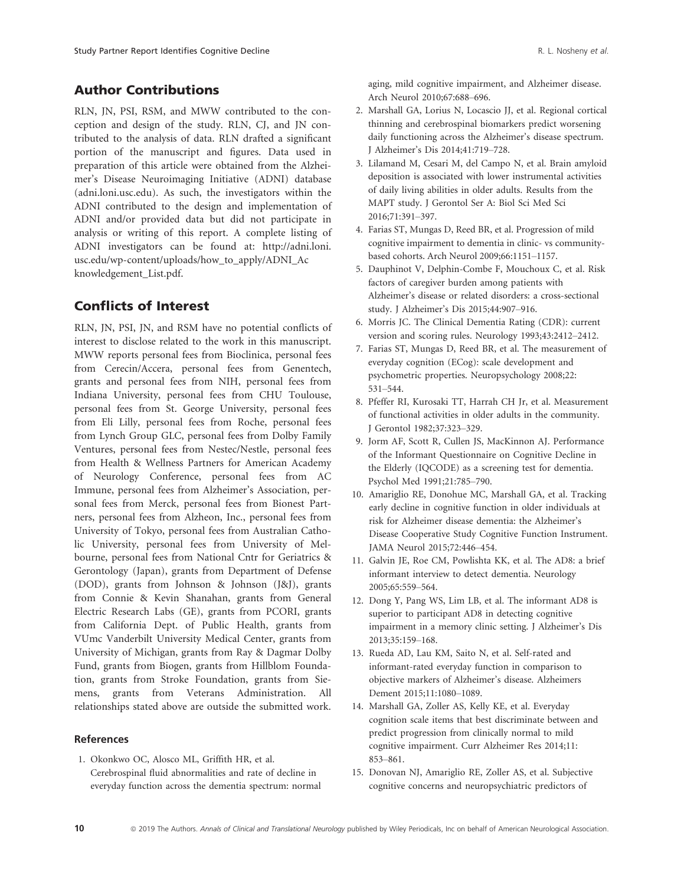## Author Contributions

RLN, JN, PSI, RSM, and MWW contributed to the conception and design of the study. RLN, CJ, and JN contributed to the analysis of data. RLN drafted a significant portion of the manuscript and figures. Data used in preparation of this article were obtained from the Alzheimer's Disease Neuroimaging Initiative (ADNI) database (adni.loni.usc.edu). As such, the investigators within the ADNI contributed to the design and implementation of ADNI and/or provided data but did not participate in analysis or writing of this report. A complete listing of ADNI investigators can be found at: http://adni.loni.usc.edu/wp-content/uploads/how_to_apply/ADNI_Acknowledgement_List.pdf.

## Conflicts of Interest

RLN, JN, PSI, JN, and RSM have no potential conflicts of interest to disclose related to the work in this manuscript. MWW reports personal fees from Bioclinica, personal fees from Cerecin/Accera, personal fees from Genentech, grants and personal fees from NIH, personal fees from Indiana University, personal fees from CHU Toulouse, personal fees from St. George University, personal fees from Eli Lilly, personal fees from Roche, personal fees from Lynch Group GLC, personal fees from Dolby Family Ventures, personal fees from Nestec/Nestle, personal fees from Health & Wellness Partners for American Academy of Neurology Conference, personal fees from AC Immune, personal fees from Alzheimer's Association, personal fees from Merck, personal fees from Bionest Partners, personal fees from Alzheon, Inc., personal fees from University of Tokyo, personal fees from Australian Catholic University, personal fees from University of Melbourne, personal fees from National Cntr for Geriatrics & Gerontology (Japan), grants from Department of Defense (DOD), grants from Johnson & Johnson (J&J), grants from Connie & Kevin Shanahan, grants from General Electric Research Labs (GE), grants from PCORI, grants from California Dept. of Public Health, grants from VUmc Vanderbilt University Medical Center, grants from University of Michigan, grants from Ray & Dagmar Dolby Fund, grants from Biogen, grants from Hillblom Foundation, grants from Stroke Foundation, grants from Siemens, grants from Veterans Administration. All relationships stated above are outside the submitted work.

### References

1. Okonkwo OC, Alosco ML, Griffith HR, et al. Cerebrospinal fluid abnormalities and rate of decline in everyday function across the dementia spectrum: normal aging, mild cognitive impairment, and Alzheimer disease. Arch Neurol 2010;67:688–696.
2. Marshall GA, Lorius N, Locascio JJ, et al. Regional cortical thinning and cerebrospinal biomarkers predict worsening daily functioning across the Alzheimer's disease spectrum. J Alzheimer's Dis 2014;41:719–728.
3. Lilamand M, Cesari M, del Campo N, et al. Brain amyloid deposition is associated with lower instrumental activities of daily living abilities in older adults. Results from the MAPT study. J Gerontol Ser A: Biol Sci Med Sci 2016;71:391–397.
4. Farias ST, Mungas D, Reed BR, et al. Progression of mild cognitive impairment to dementia in clinic- vs community-based cohorts. Arch Neurol 2009;66:1151–1157.
5. Dauphinot V, Delphin-Combe F, Mouchoux C, et al. Risk factors of caregiver burden among patients with Alzheimer's disease or related disorders: a cross-sectional study. J Alzheimer's Dis 2015;44:907–916.
6. Morris JC. The Clinical Dementia Rating (CDR): current version and scoring rules. Neurology 1993;43:2412–2412.
7. Farias ST, Mungas D, Reed BR, et al. The measurement of everyday cognition (ECog): scale development and psychometric properties. Neuropsychology 2008;22: 531–544.
8. Pfeffer RI, Kurosaki TT, Harrah CH Jr, et al. Measurement of functional activities in older adults in the community. J Gerontol 1982;37:323–329.
9. Jorm AF, Scott R, Cullen JS, MacKinnon AJ. Performance of the Informant Questionnaire on Cognitive Decline in the Elderly (IQCODE) as a screening test for dementia. Psychol Med 1991;21:785–790.
10. Amariglio RE, Donohue MC, Marshall GA, et al. Tracking early decline in cognitive function in older individuals at risk for Alzheimer disease dementia: the Alzheimer's Disease Cooperative Study Cognitive Function Instrument. JAMA Neurol 2015;72:446–454.
11. Galvin JE, Roe CM, Powlishta KK, et al. The AD8: a brief informant interview to detect dementia. Neurology 2005;65:559–564.
12. Dong Y, Pang WS, Lim LB, et al. The informant AD8 is superior to participant AD8 in detecting cognitive impairment in a memory clinic setting. J Alzheimer's Dis 2013;35:159–168.
13. Rueda AD, Lau KM, Saito N, et al. Self-rated and informant-rated everyday function in comparison to objective markers of Alzheimer's disease. Alzheimers Dement 2015;11:1080–1089.
14. Marshall GA, Zoller AS, Kelly KE, et al. Everyday cognition scale items that best discriminate between and predict progression from clinically normal to mild cognitive impairment. Curr Alzheimer Res 2014;11: 853–861.
15. Donovan NJ, Amariglio RE, Zoller AS, et al. Subjective cognitive concerns and neuropsychiatric predictors of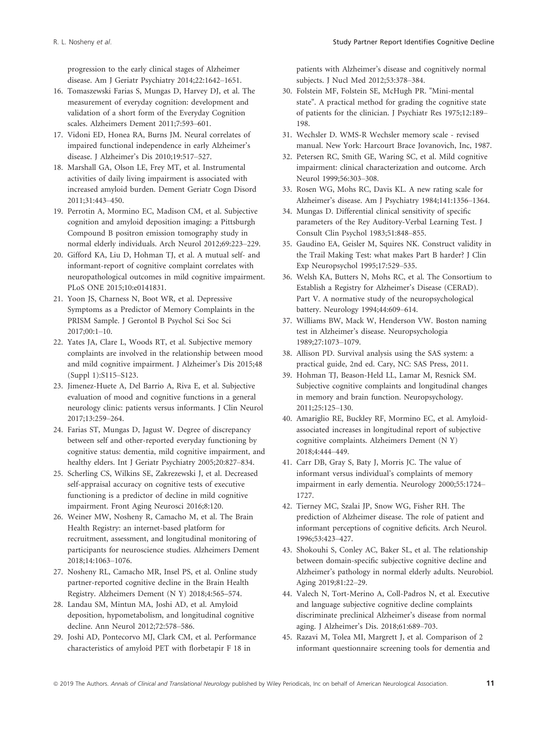progression to the early clinical stages of Alzheimer disease. Am J Geriatr Psychiatry 2014;22:1642–1651.

16. Tomaszewski Farias S, Mungas D, Harvey DJ, et al. The measurement of everyday cognition: development and validation of a short form of the Everyday Cognition scales. Alzheimers Dement 2011;7:593–601.
17. Vidoni ED, Honea RA, Burns JM. Neural correlates of impaired functional independence in early Alzheimer's disease. J Alzheimer's Dis 2010;19:517–527.
18. Marshall GA, Olson LE, Frey MT, et al. Instrumental activities of daily living impairment is associated with increased amyloid burden. Dement Geriatr Cogn Disord 2011;31:443–450.
19. Perrotin A, Mormino EC, Madison CM, et al. Subjective cognition and amyloid deposition imaging: a Pittsburgh Compound B positron emission tomography study in normal elderly individuals. Arch Neurol 2012;69:223–229.
20. Gifford KA, Liu D, Hohman TJ, et al. A mutual self- and informant-report of cognitive complaint correlates with neuropathological outcomes in mild cognitive impairment. PLoS ONE 2015;10:e0141831.
21. Yoon JS, Charness N, Boot WR, et al. Depressive Symptoms as a Predictor of Memory Complaints in the PRISM Sample. J Gerontol B Psychol Sci Soc Sci 2017;00:1–10.
22. Yates JA, Clare L, Woods RT, et al. Subjective memory complaints are involved in the relationship between mood and mild cognitive impairment. J Alzheimer's Dis 2015;48 (Suppl 1):S115–S123.
23. Jimenez-Huete A, Del Barrio A, Riva E, et al. Subjective evaluation of mood and cognitive functions in a general neurology clinic: patients versus informants. J Clin Neurol 2017;13:259–264.
24. Farias ST, Mungas D, Jagust W. Degree of discrepancy between self and other-reported everyday functioning by cognitive status: dementia, mild cognitive impairment, and healthy elders. Int J Geriatr Psychiatry 2005;20:827–834.
25. Scherling CS, Wilkins SE, Zakrezewski J, et al. Decreased self-appraisal accuracy on cognitive tests of executive functioning is a predictor of decline in mild cognitive impairment. Front Aging Neurosci 2016;8:120.
26. Weiner MW, Nosheny R, Camacho M, et al. The Brain Health Registry: an internet-based platform for recruitment, assessment, and longitudinal monitoring of participants for neuroscience studies. Alzheimers Dement 2018;14:1063–1076.
27. Nosheny RL, Camacho MR, Insel PS, et al. Online study partner-reported cognitive decline in the Brain Health Registry. Alzheimers Dement (N Y) 2018;4:565–574.
28. Landau SM, Mintun MA, Joshi AD, et al. Amyloid deposition, hypometabolism, and longitudinal cognitive decline. Ann Neurol 2012;72:578–586.
29. Joshi AD, Pontecorvo MJ, Clark CM, et al. Performance characteristics of amyloid PET with florbetapir F 18 in patients with Alzheimer's disease and cognitively normal subjects. J Nucl Med 2012;53:378–384.
30. Folstein MF, Folstein SE, McHugh PR. "Mini-mental state". A practical method for grading the cognitive state of patients for the clinician. J Psychiatr Res 1975;12:189–198.
31. Wechsler D. WMS-R Wechsler memory scale - revised manual. New York: Harcourt Brace Jovanovich, Inc, 1987.
32. Petersen RC, Smith GE, Waring SC, et al. Mild cognitive impairment: clinical characterization and outcome. Arch Neurol 1999;56:303–308.
33. Rosen WG, Mohs RC, Davis KL. A new rating scale for Alzheimer's disease. Am J Psychiatry 1984;141:1356–1364.
34. Mungas D. Differential clinical sensitivity of specific parameters of the Rey Auditory-Verbal Learning Test. J Consult Clin Psychol 1983;51:848–855.
35. Gaudino EA, Geisler M, Squires NK. Construct validity in the Trail Making Test: what makes Part B harder? J Clin Exp Neuropsychol 1995;17:529–535.
36. Welsh KA, Butters N, Mohs RC, et al. The Consortium to Establish a Registry for Alzheimer's Disease (CERAD). Part V. A normative study of the neuropsychological battery. Neurology 1994;44:609–614.
37. Williams BW, Mack W, Henderson VW. Boston naming test in Alzheimer's disease. Neuropsychologia 1989;27:1073–1079.
38. Allison PD. Survival analysis using the SAS system: a practical guide, 2nd ed. Cary, NC: SAS Press, 2011.
39. Hohman TJ, Beason-Held LL, Lamar M, Resnick SM. Subjective cognitive complaints and longitudinal changes in memory and brain function. Neuropsychology. 2011;25:125–130.
40. Amariglio RE, Buckley RF, Mormino EC, et al. Amyloid-associated increases in longitudinal report of subjective cognitive complaints. Alzheimers Dement (N Y) 2018;4:444–449.
41. Carr DB, Gray S, Baty J, Morris JC. The value of informant versus individual's complaints of memory impairment in early dementia. Neurology 2000;55:1724–1727.
42. Tierney MC, Szalai JP, Snow WG, Fisher RH. The prediction of Alzheimer disease. The role of patient and informant perceptions of cognitive deficits. Arch Neurol. 1996;53:423–427.
43. Shokouhi S, Conley AC, Baker SL, et al. The relationship between domain-specific subjective cognitive decline and Alzheimer's pathology in normal elderly adults. Neurobiol. Aging 2019;81:22–29.
44. Valech N, Tort-Merino A, Coll-Padros N, et al. Executive and language subjective cognitive decline complaints discriminate preclinical Alzheimer's disease from normal aging. J Alzheimer's Dis. 2018;61:689–703.
45. Razavi M, Tolea MI, Margrett J, et al. Comparison of 2 informant questionnaire screening tools for dementia and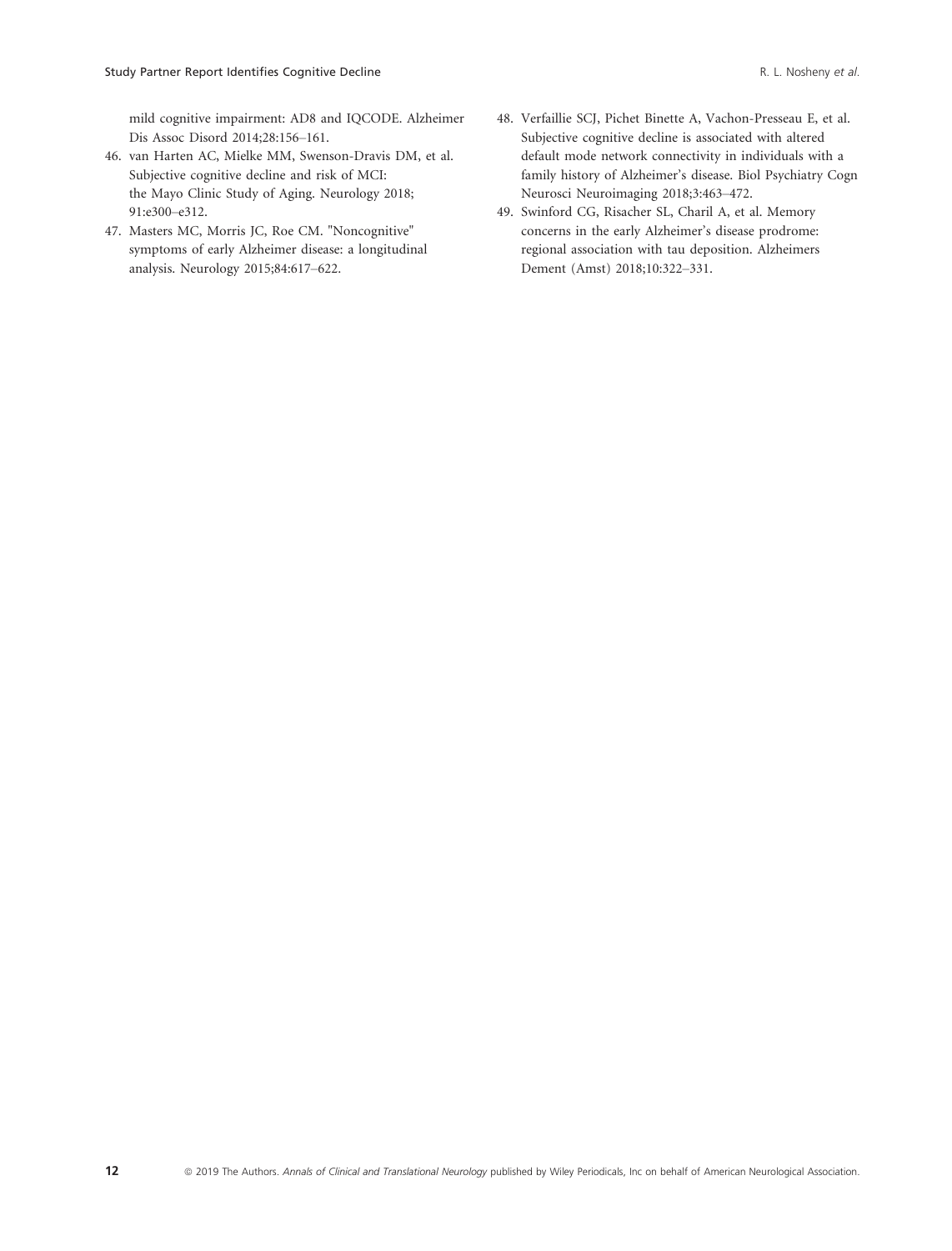mild cognitive impairment: AD8 and IQCODE. Alzheimer Dis Assoc Disord 2014;28:156–161.

46. van Harten AC, Mielke MM, Swenson-Dravis DM, et al. Subjective cognitive decline and risk of MCI: the Mayo Clinic Study of Aging. Neurology 2018; 91:e300–e312.
47. Masters MC, Morris JC, Roe CM. "Noncognitive" symptoms of early Alzheimer disease: a longitudinal analysis. Neurology 2015;84:617–622.
48. Verfaillie SCJ, Pichet Binette A, Vachon-Presseau E, et al. Subjective cognitive decline is associated with altered default mode network connectivity in individuals with a family history of Alzheimer's disease. Biol Psychiatry Cogn Neurosci Neuroimaging 2018;3:463–472.
49. Swinford CG, Risacher SL, Charil A, et al. Memory concerns in the early Alzheimer's disease prodrome: regional association with tau deposition. Alzheimers Dement (Amst) 2018;10:322–331.